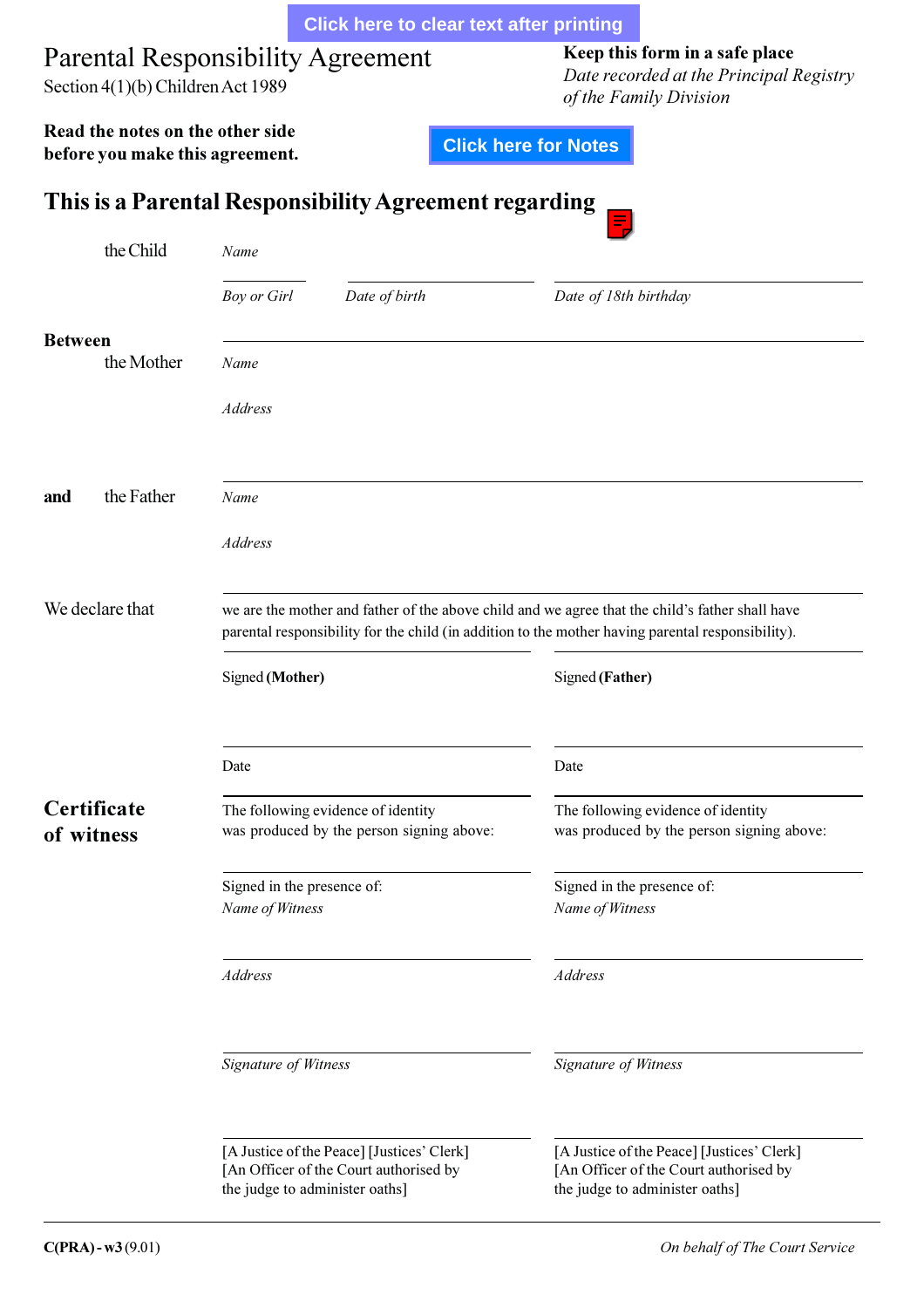Click here to clear text after printing

# Parental Responsibility Agreement

Section 4(1)(b) Children Act 1989

**Keep this form in a safe place**

*Date recorded at the Principal Registry of the Family Division*

**Read the notes on the other side before you make this agreement.**

Click here for Notes

## This is a Parental Responsibility Agreement regarding

the Child

*Name*

*Boy or Girl* | *Date of birth* | *Date of 18th birthday*

**Between**

the Mother

*Name*

*Address*

**and** the Father

*Name*

*Address*

We declare that

we are the mother and father of the above child and we agree that the child's father shall have parental responsibility for the child (in addition to the mother having parental responsibility).

| Signed **(Mother)** | Signed **(Father)** |
|---|---|
| Date | Date |

**Certificate of witness**

| | |
|---|---|
| The following evidence of identity was produced by the person signing above: | The following evidence of identity was produced by the person signing above: |
| Signed in the presence of: *Name of Witness* | Signed in the presence of: *Name of Witness* |
| *Address* | *Address* |
| *Signature of Witness* | *Signature of Witness* |
| [A Justice of the Peace] [Justices' Clerk] [An Officer of the Court authorised by the judge to administer oaths] | [A Justice of the Peace] [Justices' Clerk] [An Officer of the Court authorised by the judge to administer oaths] |

**C(PRA) - w3** (9.01)

*On behalf of The Court Service*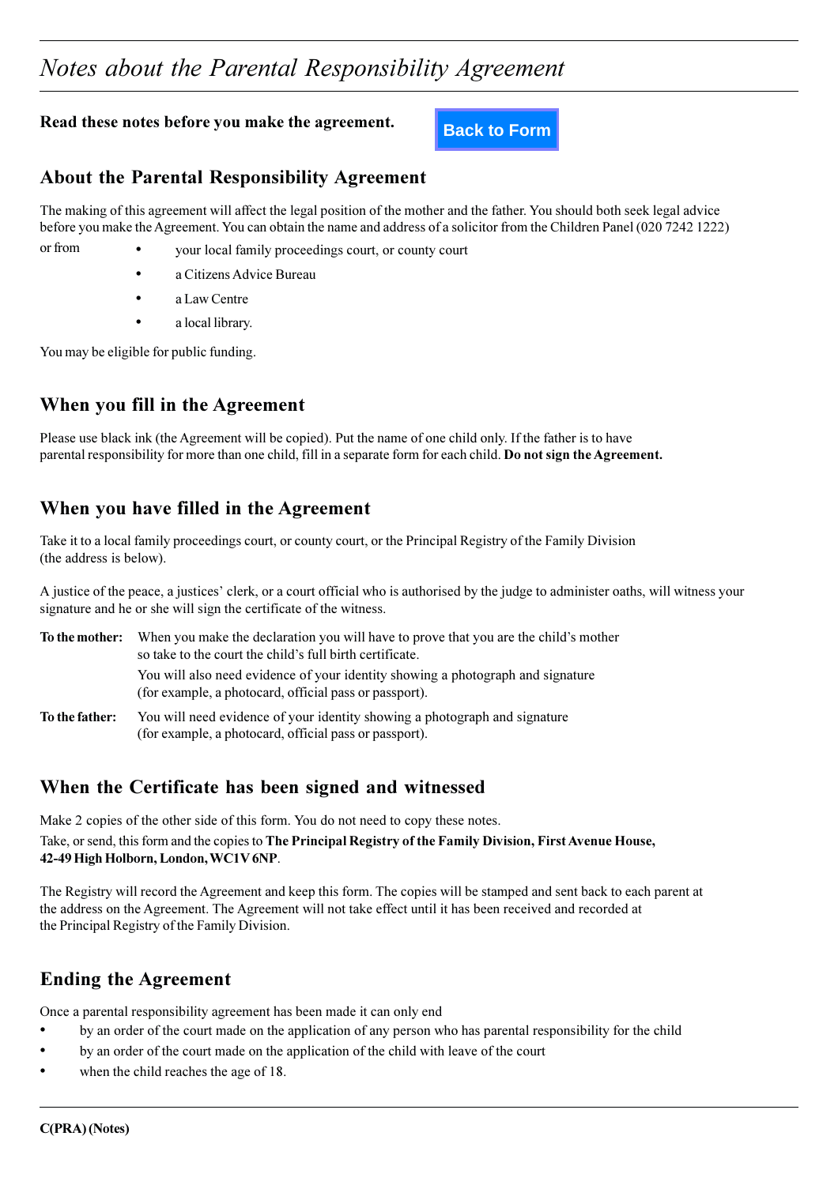# *Notes about the Parental Responsibility Agreement*

**Read these notes before you make the agreement.**

Back to Form

## About the Parental Responsibility Agreement

The making of this agreement will affect the legal position of the mother and the father. You should both seek legal advice before you make the Agreement. You can obtain the name and address of a solicitor from the Children Panel (020 7242 1222) or from

- your local family proceedings court, or county court
- a Citizens Advice Bureau
- a Law Centre
- a local library.

You may be eligible for public funding.

## When you fill in the Agreement

Please use black ink (the Agreement will be copied). Put the name of one child only. If the father is to have parental responsibility for more than one child, fill in a separate form for each child. **Do not sign the Agreement.**

## When you have filled in the Agreement

Take it to a local family proceedings court, or county court, or the Principal Registry of the Family Division (the address is below).

A justice of the peace, a justices' clerk, or a court official who is authorised by the judge to administer oaths, will witness your signature and he or she will sign the certificate of the witness.

**To the mother:** When you make the declaration you will have to prove that you are the child's mother so take to the court the child's full birth certificate.

You will also need evidence of your identity showing a photograph and signature (for example, a photocard, official pass or passport).

**To the father:** You will need evidence of your identity showing a photograph and signature (for example, a photocard, official pass or passport).

## When the Certificate has been signed and witnessed

Make 2 copies of the other side of this form. You do not need to copy these notes.

Take, or send, this form and the copies to **The Principal Registry of the Family Division, First Avenue House, 42-49 High Holborn, London, WC1V 6NP**.

The Registry will record the Agreement and keep this form. The copies will be stamped and sent back to each parent at the address on the Agreement. The Agreement will not take effect until it has been received and recorded at the Principal Registry of the Family Division.

## Ending the Agreement

Once a parental responsibility agreement has been made it can only end

- by an order of the court made on the application of any person who has parental responsibility for the child
- by an order of the court made on the application of the child with leave of the court
- when the child reaches the age of 18.

**C(PRA) (Notes)**